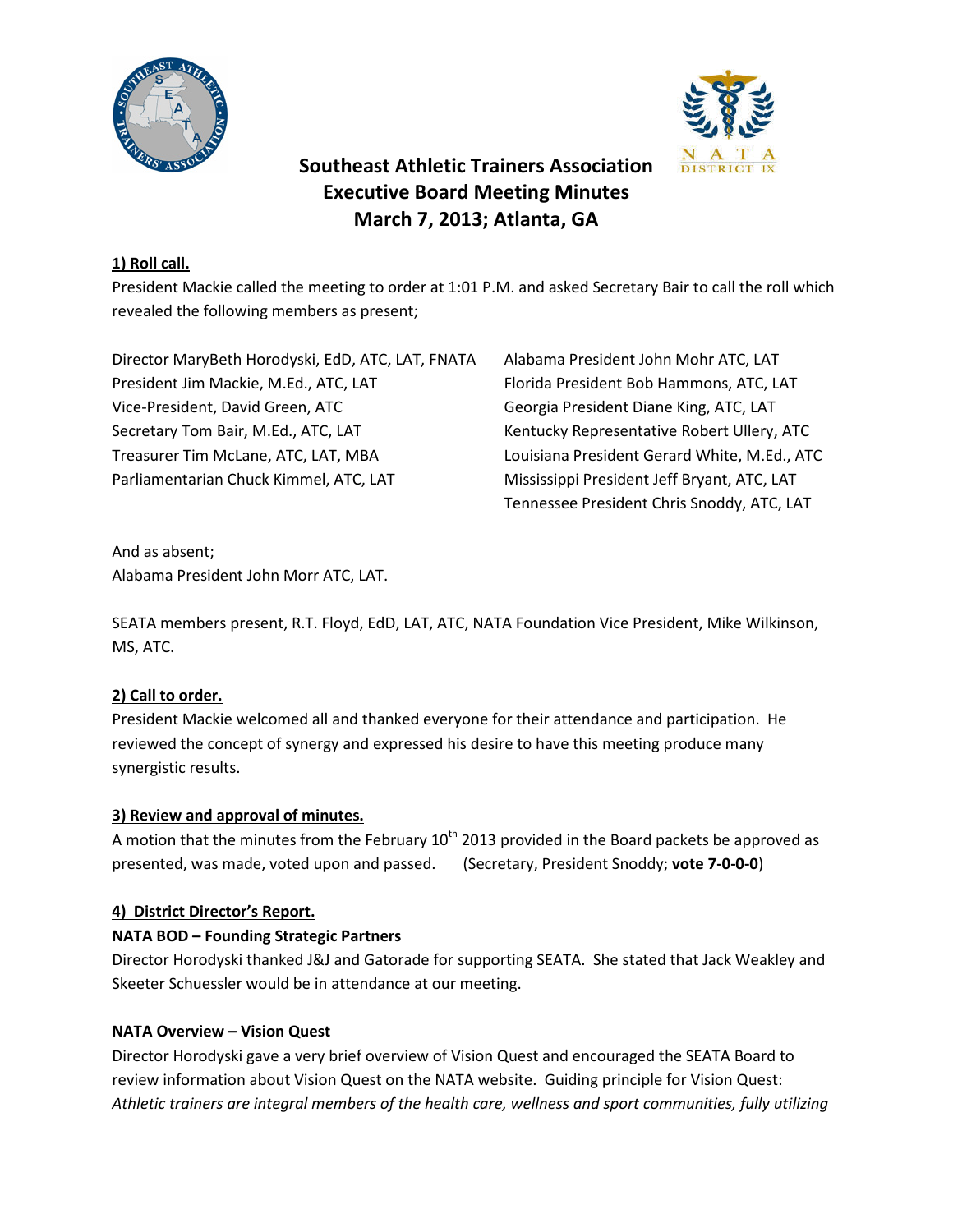# Southeast Athletic Trainers Association Executive Board Meeting Minutes March 7, 2013; Atlanta, GA

**1) Roll call.**

President Mackie called the meeting to order at 1:01 P.M. and asked Secretary Bair to call the roll which revealed the following members as present;

Director MaryBeth Horodyski, EdD, ATC, LAT, FNATA
President Jim Mackie, M.Ed., ATC, LAT
Vice-President, David Green, ATC
Secretary Tom Bair, M.Ed., ATC, LAT
Treasurer Tim McLane, ATC, LAT, MBA
Parliamentarian Chuck Kimmel, ATC, LAT

Alabama President John Mohr ATC, LAT
Florida President Bob Hammons, ATC, LAT
Georgia President Diane King, ATC, LAT
Kentucky Representative Robert Ullery, ATC
Louisiana President Gerard White, M.Ed., ATC
Mississippi President Jeff Bryant, ATC, LAT
Tennessee President Chris Snoddy, ATC, LAT

And as absent;
Alabama President John Morr ATC, LAT.

SEATA members present, R.T. Floyd, EdD, LAT, ATC, NATA Foundation Vice President, Mike Wilkinson, MS, ATC.

**2) Call to order.**

President Mackie welcomed all and thanked everyone for their attendance and participation. He reviewed the concept of synergy and expressed his desire to have this meeting produce many synergistic results.

**3) Review and approval of minutes.**

A motion that the minutes from the February 10th 2013 provided in the Board packets be approved as presented, was made, voted upon and passed. (Secretary, President Snoddy; **vote 7-0-0-0**)

**4) District Director's Report.**

**NATA BOD – Founding Strategic Partners**

Director Horodyski thanked J&J and Gatorade for supporting SEATA. She stated that Jack Weakley and Skeeter Schuessler would be in attendance at our meeting.

**NATA Overview – Vision Quest**

Director Horodyski gave a very brief overview of Vision Quest and encouraged the SEATA Board to review information about Vision Quest on the NATA website. Guiding principle for Vision Quest: *Athletic trainers are integral members of the health care, wellness and sport communities, fully utilizing*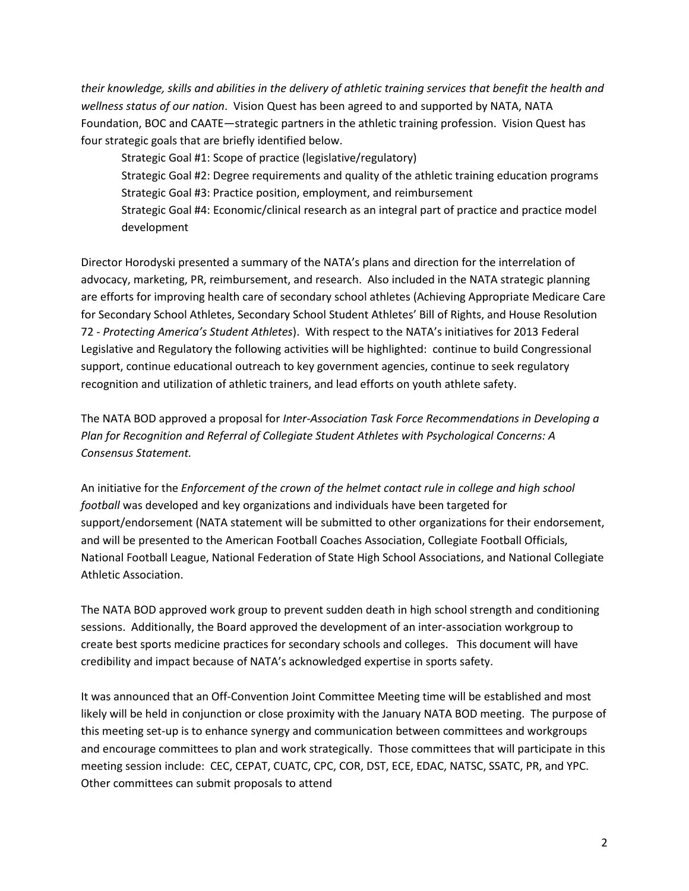*their knowledge, skills and abilities in the delivery of athletic training services that benefit the health and wellness status of our nation*. Vision Quest has been agreed to and supported by NATA, NATA Foundation, BOC and CAATE—strategic partners in the athletic training profession. Vision Quest has four strategic goals that are briefly identified below.

Strategic Goal #1: Scope of practice (legislative/regulatory)
Strategic Goal #2: Degree requirements and quality of the athletic training education programs
Strategic Goal #3: Practice position, employment, and reimbursement
Strategic Goal #4: Economic/clinical research as an integral part of practice and practice model development

Director Horodyski presented a summary of the NATA's plans and direction for the interrelation of advocacy, marketing, PR, reimbursement, and research. Also included in the NATA strategic planning are efforts for improving health care of secondary school athletes (Achieving Appropriate Medicare Care for Secondary School Athletes, Secondary School Student Athletes' Bill of Rights, and House Resolution 72 - *Protecting America's Student Athletes*). With respect to the NATA's initiatives for 2013 Federal Legislative and Regulatory the following activities will be highlighted: continue to build Congressional support, continue educational outreach to key government agencies, continue to seek regulatory recognition and utilization of athletic trainers, and lead efforts on youth athlete safety.

The NATA BOD approved a proposal for *Inter-Association Task Force Recommendations in Developing a Plan for Recognition and Referral of Collegiate Student Athletes with Psychological Concerns: A Consensus Statement.*

An initiative for the *Enforcement of the crown of the helmet contact rule in college and high school football* was developed and key organizations and individuals have been targeted for support/endorsement (NATA statement will be submitted to other organizations for their endorsement, and will be presented to the American Football Coaches Association, Collegiate Football Officials, National Football League, National Federation of State High School Associations, and National Collegiate Athletic Association.

The NATA BOD approved work group to prevent sudden death in high school strength and conditioning sessions. Additionally, the Board approved the development of an inter-association workgroup to create best sports medicine practices for secondary schools and colleges. This document will have credibility and impact because of NATA's acknowledged expertise in sports safety.

It was announced that an Off-Convention Joint Committee Meeting time will be established and most likely will be held in conjunction or close proximity with the January NATA BOD meeting. The purpose of this meeting set-up is to enhance synergy and communication between committees and workgroups and encourage committees to plan and work strategically. Those committees that will participate in this meeting session include: CEC, CEPAT, CUATC, CPC, COR, DST, ECE, EDAC, NATSC, SSATC, PR, and YPC. Other committees can submit proposals to attend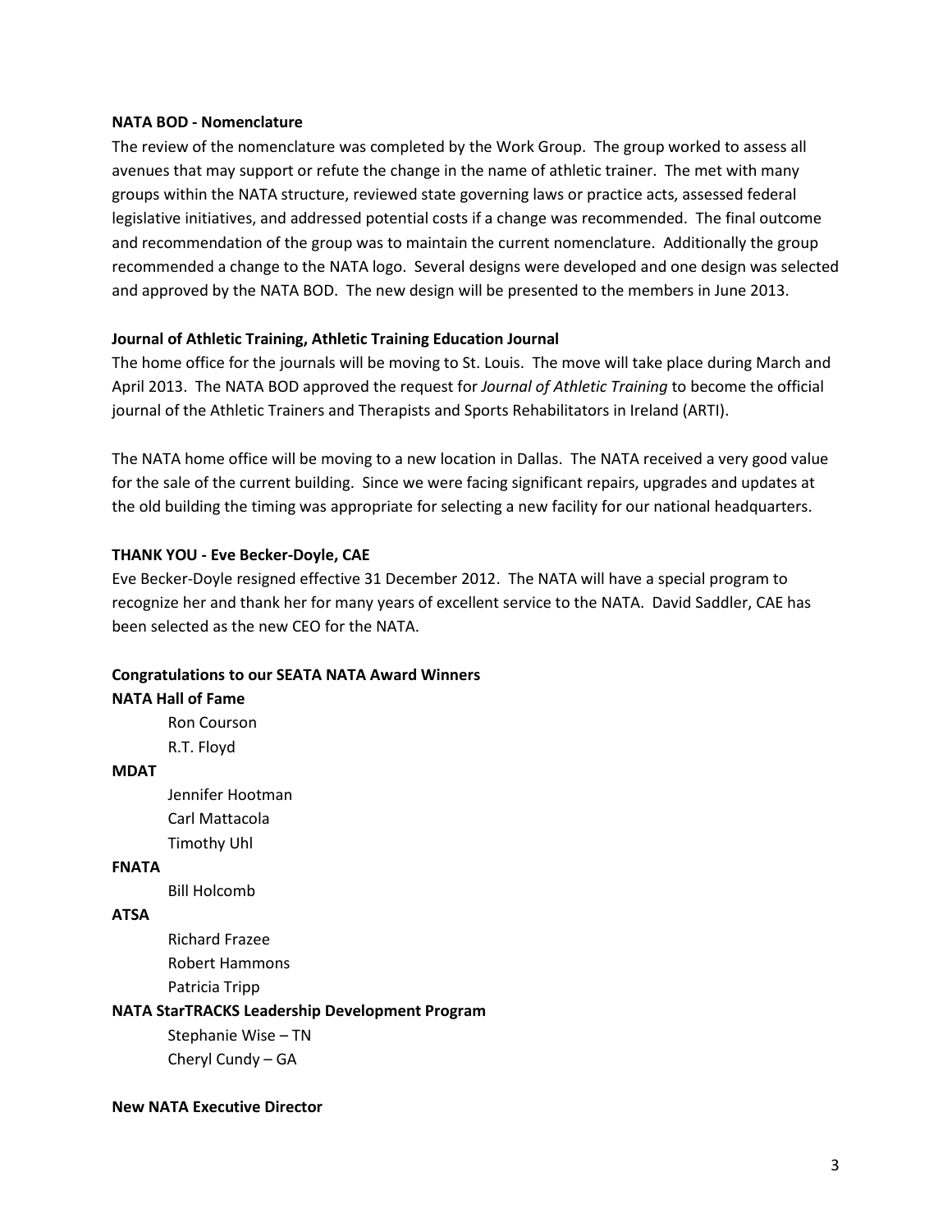**NATA BOD - Nomenclature**

The review of the nomenclature was completed by the Work Group. The group worked to assess all avenues that may support or refute the change in the name of athletic trainer. The met with many groups within the NATA structure, reviewed state governing laws or practice acts, assessed federal legislative initiatives, and addressed potential costs if a change was recommended. The final outcome and recommendation of the group was to maintain the current nomenclature. Additionally the group recommended a change to the NATA logo. Several designs were developed and one design was selected and approved by the NATA BOD. The new design will be presented to the members in June 2013.

**Journal of Athletic Training, Athletic Training Education Journal**

The home office for the journals will be moving to St. Louis. The move will take place during March and April 2013. The NATA BOD approved the request for *Journal of Athletic Training* to become the official journal of the Athletic Trainers and Therapists and Sports Rehabilitators in Ireland (ARTI).

The NATA home office will be moving to a new location in Dallas. The NATA received a very good value for the sale of the current building. Since we were facing significant repairs, upgrades and updates at the old building the timing was appropriate for selecting a new facility for our national headquarters.

**THANK YOU - Eve Becker-Doyle, CAE**

Eve Becker-Doyle resigned effective 31 December 2012. The NATA will have a special program to recognize her and thank her for many years of excellent service to the NATA. David Saddler, CAE has been selected as the new CEO for the NATA.

**Congratulations to our SEATA NATA Award Winners**

**NATA Hall of Fame**

- Ron Courson
- R.T. Floyd

**MDAT**

- Jennifer Hootman
- Carl Mattacola
- Timothy Uhl

**FNATA**

- Bill Holcomb

**ATSA**

- Richard Frazee
- Robert Hammons
- Patricia Tripp

**NATA StarTRACKS Leadership Development Program**

- Stephanie Wise – TN
- Cheryl Cundy – GA

**New NATA Executive Director**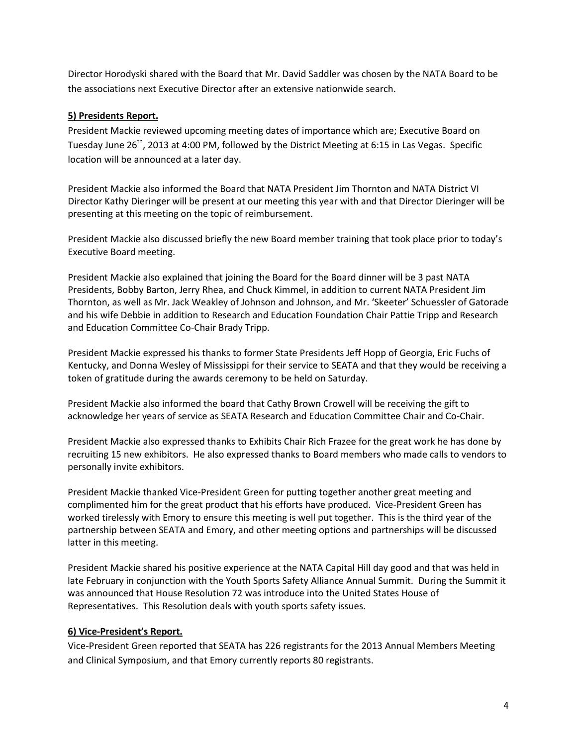Director Horodyski shared with the Board that Mr. David Saddler was chosen by the NATA Board to be the associations next Executive Director after an extensive nationwide search.

**5) Presidents Report.**

President Mackie reviewed upcoming meeting dates of importance which are; Executive Board on Tuesday June 26th, 2013 at 4:00 PM, followed by the District Meeting at 6:15 in Las Vegas. Specific location will be announced at a later day.

President Mackie also informed the Board that NATA President Jim Thornton and NATA District VI Director Kathy Dieringer will be present at our meeting this year with and that Director Dieringer will be presenting at this meeting on the topic of reimbursement.

President Mackie also discussed briefly the new Board member training that took place prior to today's Executive Board meeting.

President Mackie also explained that joining the Board for the Board dinner will be 3 past NATA Presidents, Bobby Barton, Jerry Rhea, and Chuck Kimmel, in addition to current NATA President Jim Thornton, as well as Mr. Jack Weakley of Johnson and Johnson, and Mr. 'Skeeter' Schuessler of Gatorade and his wife Debbie in addition to Research and Education Foundation Chair Pattie Tripp and Research and Education Committee Co-Chair Brady Tripp.

President Mackie expressed his thanks to former State Presidents Jeff Hopp of Georgia, Eric Fuchs of Kentucky, and Donna Wesley of Mississippi for their service to SEATA and that they would be receiving a token of gratitude during the awards ceremony to be held on Saturday.

President Mackie also informed the board that Cathy Brown Crowell will be receiving the gift to acknowledge her years of service as SEATA Research and Education Committee Chair and Co-Chair.

President Mackie also expressed thanks to Exhibits Chair Rich Frazee for the great work he has done by recruiting 15 new exhibitors. He also expressed thanks to Board members who made calls to vendors to personally invite exhibitors.

President Mackie thanked Vice-President Green for putting together another great meeting and complimented him for the great product that his efforts have produced. Vice-President Green has worked tirelessly with Emory to ensure this meeting is well put together. This is the third year of the partnership between SEATA and Emory, and other meeting options and partnerships will be discussed latter in this meeting.

President Mackie shared his positive experience at the NATA Capital Hill day good and that was held in late February in conjunction with the Youth Sports Safety Alliance Annual Summit. During the Summit it was announced that House Resolution 72 was introduce into the United States House of Representatives. This Resolution deals with youth sports safety issues.

**6) Vice-President's Report.**

Vice-President Green reported that SEATA has 226 registrants for the 2013 Annual Members Meeting and Clinical Symposium, and that Emory currently reports 80 registrants.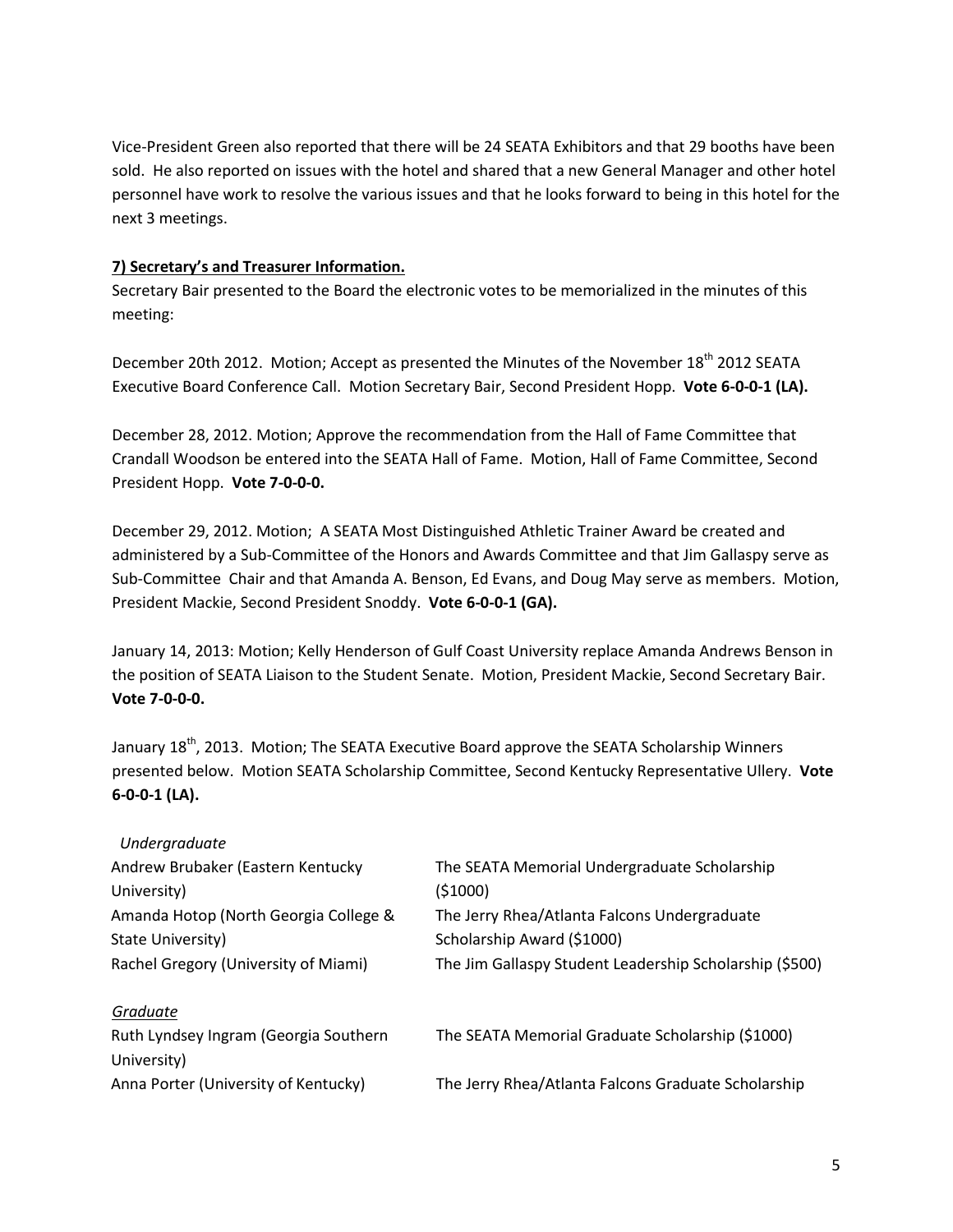Vice-President Green also reported that there will be 24 SEATA Exhibitors and that 29 booths have been sold. He also reported on issues with the hotel and shared that a new General Manager and other hotel personnel have work to resolve the various issues and that he looks forward to being in this hotel for the next 3 meetings.

**7) Secretary's and Treasurer Information.**

Secretary Bair presented to the Board the electronic votes to be memorialized in the minutes of this meeting:

December 20th 2012. Motion; Accept as presented the Minutes of the November 18th 2012 SEATA Executive Board Conference Call. Motion Secretary Bair, Second President Hopp. **Vote 6-0-0-1 (LA).**

December 28, 2012. Motion; Approve the recommendation from the Hall of Fame Committee that Crandall Woodson be entered into the SEATA Hall of Fame. Motion, Hall of Fame Committee, Second President Hopp. **Vote 7-0-0-0.**

December 29, 2012. Motion; A SEATA Most Distinguished Athletic Trainer Award be created and administered by a Sub-Committee of the Honors and Awards Committee and that Jim Gallaspy serve as Sub-Committee Chair and that Amanda A. Benson, Ed Evans, and Doug May serve as members. Motion, President Mackie, Second President Snoddy. **Vote 6-0-0-1 (GA).**

January 14, 2013: Motion; Kelly Henderson of Gulf Coast University replace Amanda Andrews Benson in the position of SEATA Liaison to the Student Senate. Motion, President Mackie, Second Secretary Bair. **Vote 7-0-0-0.**

January 18th, 2013. Motion; The SEATA Executive Board approve the SEATA Scholarship Winners presented below. Motion SEATA Scholarship Committee, Second Kentucky Representative Ullery. **Vote 6-0-0-1 (LA).**

*Undergraduate*

| | |
|---|---|
| Andrew Brubaker (Eastern Kentucky University) | The SEATA Memorial Undergraduate Scholarship ($1000) |
| Amanda Hotop (North Georgia College & State University) | The Jerry Rhea/Atlanta Falcons Undergraduate Scholarship Award ($1000) |
| Rachel Gregory (University of Miami) | The Jim Gallaspy Student Leadership Scholarship ($500) |

*Graduate*

| | |
|---|---|
| Ruth Lyndsey Ingram (Georgia Southern University) | The SEATA Memorial Graduate Scholarship ($1000) |
| Anna Porter (University of Kentucky) | The Jerry Rhea/Atlanta Falcons Graduate Scholarship |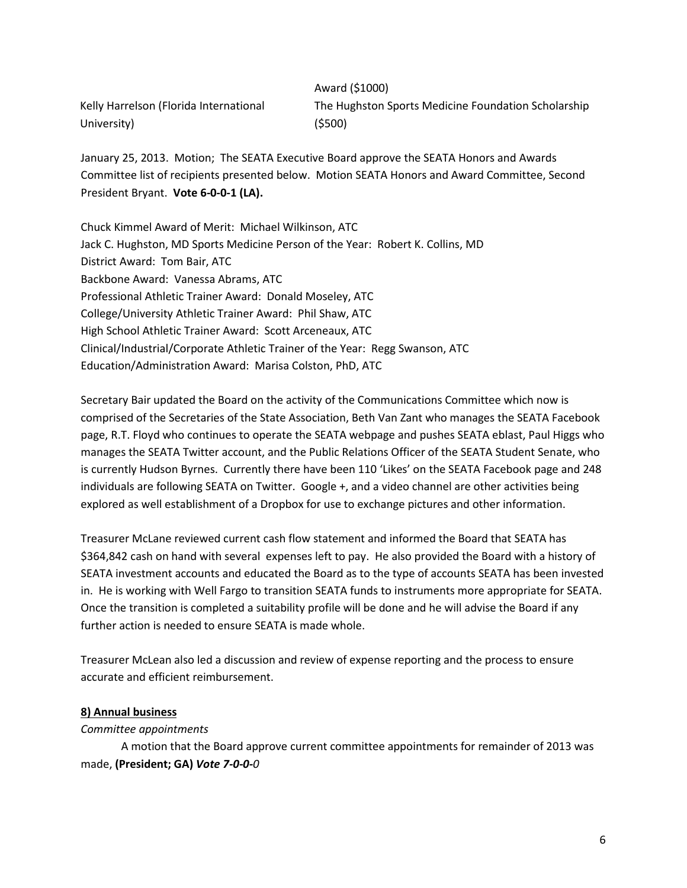| | |
|---|---|
| | Award ($1000) |
| Kelly Harrelson (Florida International University) | The Hughston Sports Medicine Foundation Scholarship ($500) |

January 25, 2013. Motion; The SEATA Executive Board approve the SEATA Honors and Awards Committee list of recipients presented below. Motion SEATA Honors and Award Committee, Second President Bryant. **Vote 6-0-0-1 (LA).**

Chuck Kimmel Award of Merit: Michael Wilkinson, ATC
Jack C. Hughston, MD Sports Medicine Person of the Year: Robert K. Collins, MD
District Award: Tom Bair, ATC
Backbone Award: Vanessa Abrams, ATC
Professional Athletic Trainer Award: Donald Moseley, ATC
College/University Athletic Trainer Award: Phil Shaw, ATC
High School Athletic Trainer Award: Scott Arceneaux, ATC
Clinical/Industrial/Corporate Athletic Trainer of the Year: Regg Swanson, ATC
Education/Administration Award: Marisa Colston, PhD, ATC

Secretary Bair updated the Board on the activity of the Communications Committee which now is comprised of the Secretaries of the State Association, Beth Van Zant who manages the SEATA Facebook page, R.T. Floyd who continues to operate the SEATA webpage and pushes SEATA eblast, Paul Higgs who manages the SEATA Twitter account, and the Public Relations Officer of the SEATA Student Senate, who is currently Hudson Byrnes. Currently there have been 110 'Likes' on the SEATA Facebook page and 248 individuals are following SEATA on Twitter. Google +, and a video channel are other activities being explored as well establishment of a Dropbox for use to exchange pictures and other information.

Treasurer McLane reviewed current cash flow statement and informed the Board that SEATA has $364,842 cash on hand with several expenses left to pay. He also provided the Board with a history of SEATA investment accounts and educated the Board as to the type of accounts SEATA has been invested in. He is working with Well Fargo to transition SEATA funds to instruments more appropriate for SEATA. Once the transition is completed a suitability profile will be done and he will advise the Board if any further action is needed to ensure SEATA is made whole.

Treasurer McLean also led a discussion and review of expense reporting and the process to ensure accurate and efficient reimbursement.

**8) Annual business**

*Committee appointments*

A motion that the Board approve current committee appointments for remainder of 2013 was made, **(President; GA)** ***Vote 7-0-0-****0*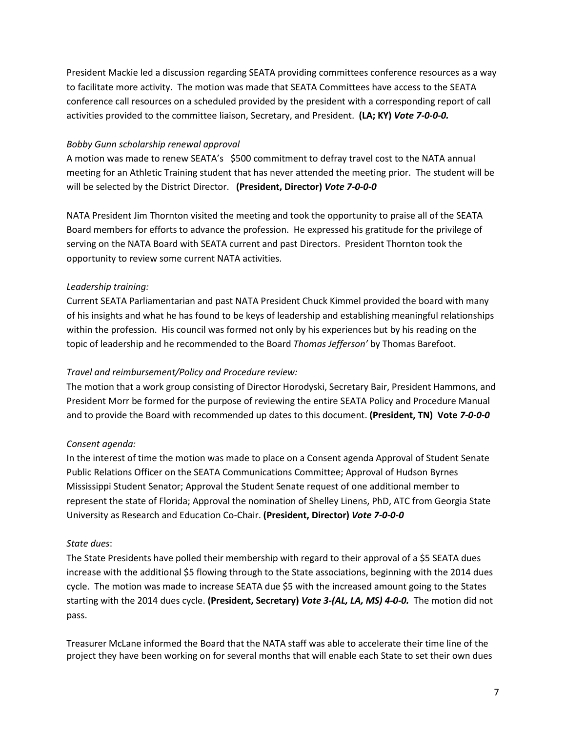President Mackie led a discussion regarding SEATA providing committees conference resources as a way to facilitate more activity. The motion was made that SEATA Committees have access to the SEATA conference call resources on a scheduled provided by the president with a corresponding report of call activities provided to the committee liaison, Secretary, and President. **(LA; KY)** ***Vote 7-0-0-0.***

*Bobby Gunn scholarship renewal approval*

A motion was made to renew SEATA's $500 commitment to defray travel cost to the NATA annual meeting for an Athletic Training student that has never attended the meeting prior. The student will be will be selected by the District Director. **(President, Director)** ***Vote 7-0-0-0***

NATA President Jim Thornton visited the meeting and took the opportunity to praise all of the SEATA Board members for efforts to advance the profession. He expressed his gratitude for the privilege of serving on the NATA Board with SEATA current and past Directors. President Thornton took the opportunity to review some current NATA activities.

*Leadership training:*

Current SEATA Parliamentarian and past NATA President Chuck Kimmel provided the board with many of his insights and what he has found to be keys of leadership and establishing meaningful relationships within the profession. His council was formed not only by his experiences but by his reading on the topic of leadership and he recommended to the Board *Thomas Jefferson'* by Thomas Barefoot.

*Travel and reimbursement/Policy and Procedure review:*

The motion that a work group consisting of Director Horodyski, Secretary Bair, President Hammons, and President Morr be formed for the purpose of reviewing the entire SEATA Policy and Procedure Manual and to provide the Board with recommended up dates to this document. **(President, TN) Vote** ***7-0-0-0***

*Consent agenda:*

In the interest of time the motion was made to place on a Consent agenda Approval of Student Senate Public Relations Officer on the SEATA Communications Committee; Approval of Hudson Byrnes Mississippi Student Senator; Approval the Student Senate request of one additional member to represent the state of Florida; Approval the nomination of Shelley Linens, PhD, ATC from Georgia State University as Research and Education Co-Chair. **(President, Director)** ***Vote 7-0-0-0***

*State dues*:

The State Presidents have polled their membership with regard to their approval of a $5 SEATA dues increase with the additional $5 flowing through to the State associations, beginning with the 2014 dues cycle. The motion was made to increase SEATA due $5 with the increased amount going to the States starting with the 2014 dues cycle. **(President, Secretary)** ***Vote 3-(AL, LA, MS) 4-0-0.*** The motion did not pass.

Treasurer McLane informed the Board that the NATA staff was able to accelerate their time line of the project they have been working on for several months that will enable each State to set their own dues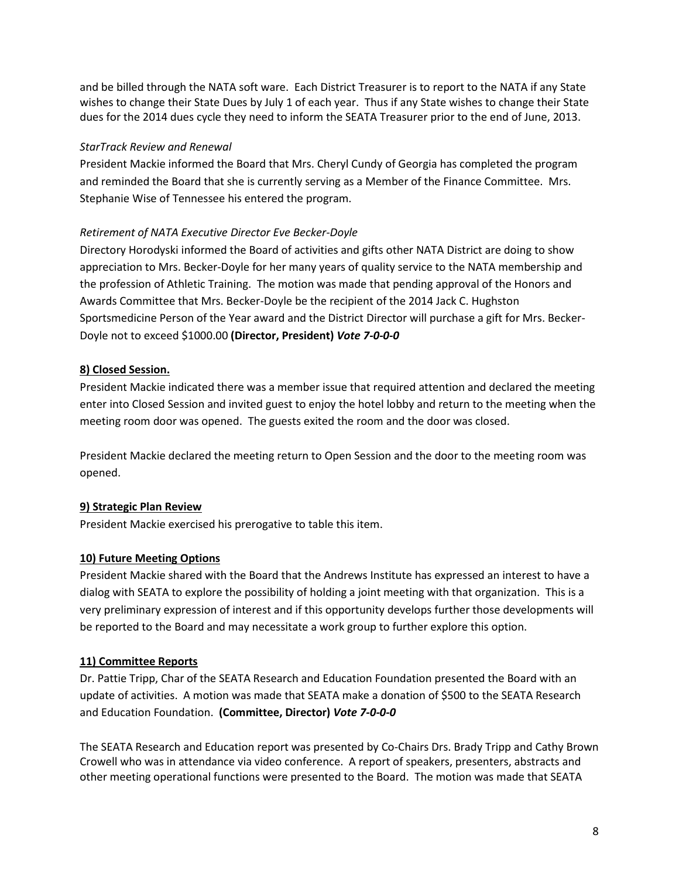and be billed through the NATA soft ware. Each District Treasurer is to report to the NATA if any State wishes to change their State Dues by July 1 of each year. Thus if any State wishes to change their State dues for the 2014 dues cycle they need to inform the SEATA Treasurer prior to the end of June, 2013.

*StarTrack Review and Renewal*

President Mackie informed the Board that Mrs. Cheryl Cundy of Georgia has completed the program and reminded the Board that she is currently serving as a Member of the Finance Committee. Mrs. Stephanie Wise of Tennessee his entered the program.

*Retirement of NATA Executive Director Eve Becker-Doyle*

Directory Horodyski informed the Board of activities and gifts other NATA District are doing to show appreciation to Mrs. Becker-Doyle for her many years of quality service to the NATA membership and the profession of Athletic Training. The motion was made that pending approval of the Honors and Awards Committee that Mrs. Becker-Doyle be the recipient of the 2014 Jack C. Hughston Sportsmedicine Person of the Year award and the District Director will purchase a gift for Mrs. Becker-Doyle not to exceed $1000.00 **(Director, President)** ***Vote 7-0-0-0***

**8) Closed Session.**

President Mackie indicated there was a member issue that required attention and declared the meeting enter into Closed Session and invited guest to enjoy the hotel lobby and return to the meeting when the meeting room door was opened. The guests exited the room and the door was closed.

President Mackie declared the meeting return to Open Session and the door to the meeting room was opened.

**9) Strategic Plan Review**

President Mackie exercised his prerogative to table this item.

**10) Future Meeting Options**

President Mackie shared with the Board that the Andrews Institute has expressed an interest to have a dialog with SEATA to explore the possibility of holding a joint meeting with that organization. This is a very preliminary expression of interest and if this opportunity develops further those developments will be reported to the Board and may necessitate a work group to further explore this option.

**11) Committee Reports**

Dr. Pattie Tripp, Char of the SEATA Research and Education Foundation presented the Board with an update of activities. A motion was made that SEATA make a donation of $500 to the SEATA Research and Education Foundation. **(Committee, Director)** ***Vote 7-0-0-0***

The SEATA Research and Education report was presented by Co-Chairs Drs. Brady Tripp and Cathy Brown Crowell who was in attendance via video conference. A report of speakers, presenters, abstracts and other meeting operational functions were presented to the Board. The motion was made that SEATA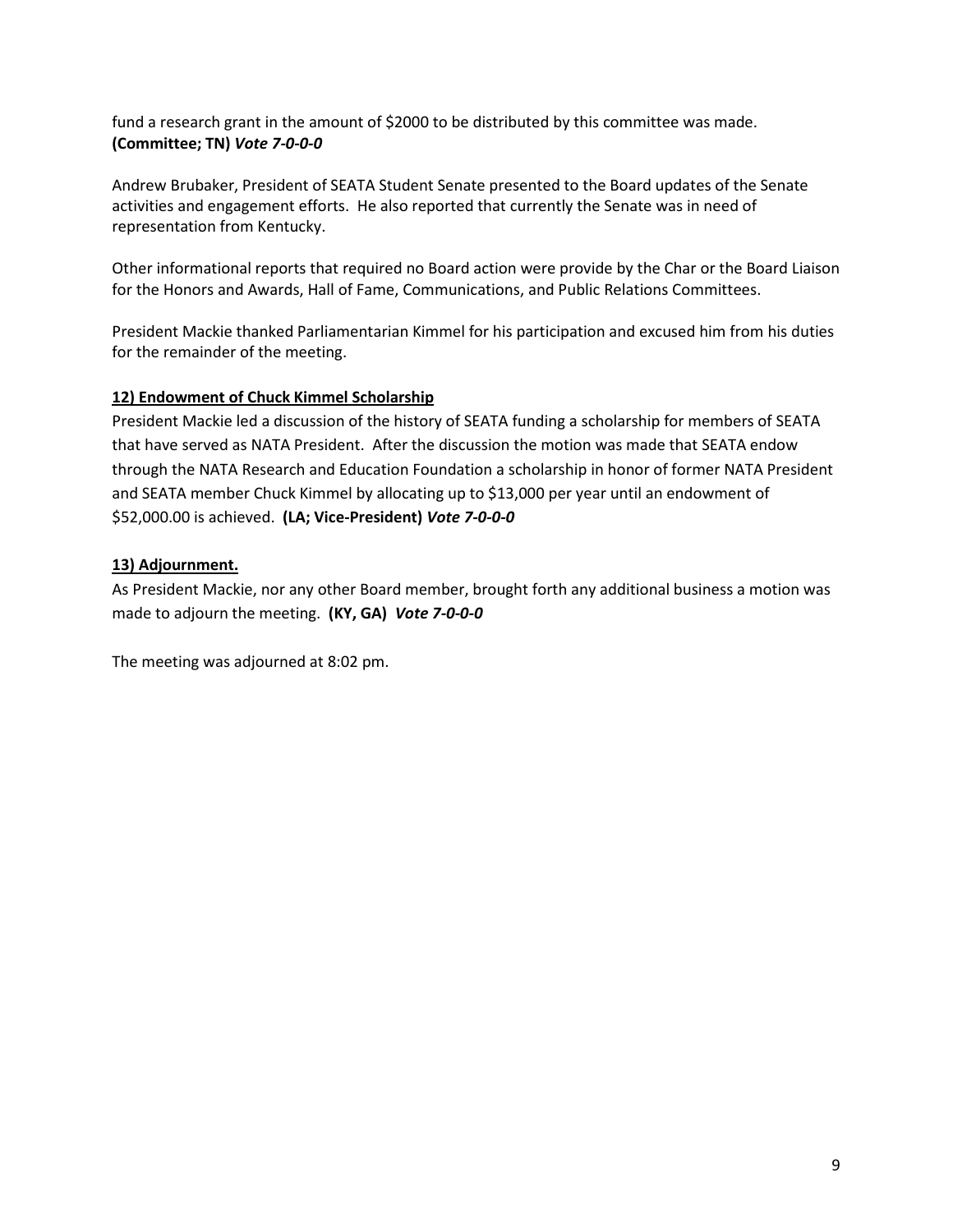fund a research grant in the amount of $2000 to be distributed by this committee was made. **(Committee; TN)** ***Vote 7-0-0-0***

Andrew Brubaker, President of SEATA Student Senate presented to the Board updates of the Senate activities and engagement efforts. He also reported that currently the Senate was in need of representation from Kentucky.

Other informational reports that required no Board action were provide by the Char or the Board Liaison for the Honors and Awards, Hall of Fame, Communications, and Public Relations Committees.

President Mackie thanked Parliamentarian Kimmel for his participation and excused him from his duties for the remainder of the meeting.

**12) Endowment of Chuck Kimmel Scholarship**

President Mackie led a discussion of the history of SEATA funding a scholarship for members of SEATA that have served as NATA President. After the discussion the motion was made that SEATA endow through the NATA Research and Education Foundation a scholarship in honor of former NATA President and SEATA member Chuck Kimmel by allocating up to $13,000 per year until an endowment of $52,000.00 is achieved. **(LA; Vice-President)** ***Vote 7-0-0-0***

**13) Adjournment.**

As President Mackie, nor any other Board member, brought forth any additional business a motion was made to adjourn the meeting. **(KY, GA)** ***Vote 7-0-0-0***

The meeting was adjourned at 8:02 pm.